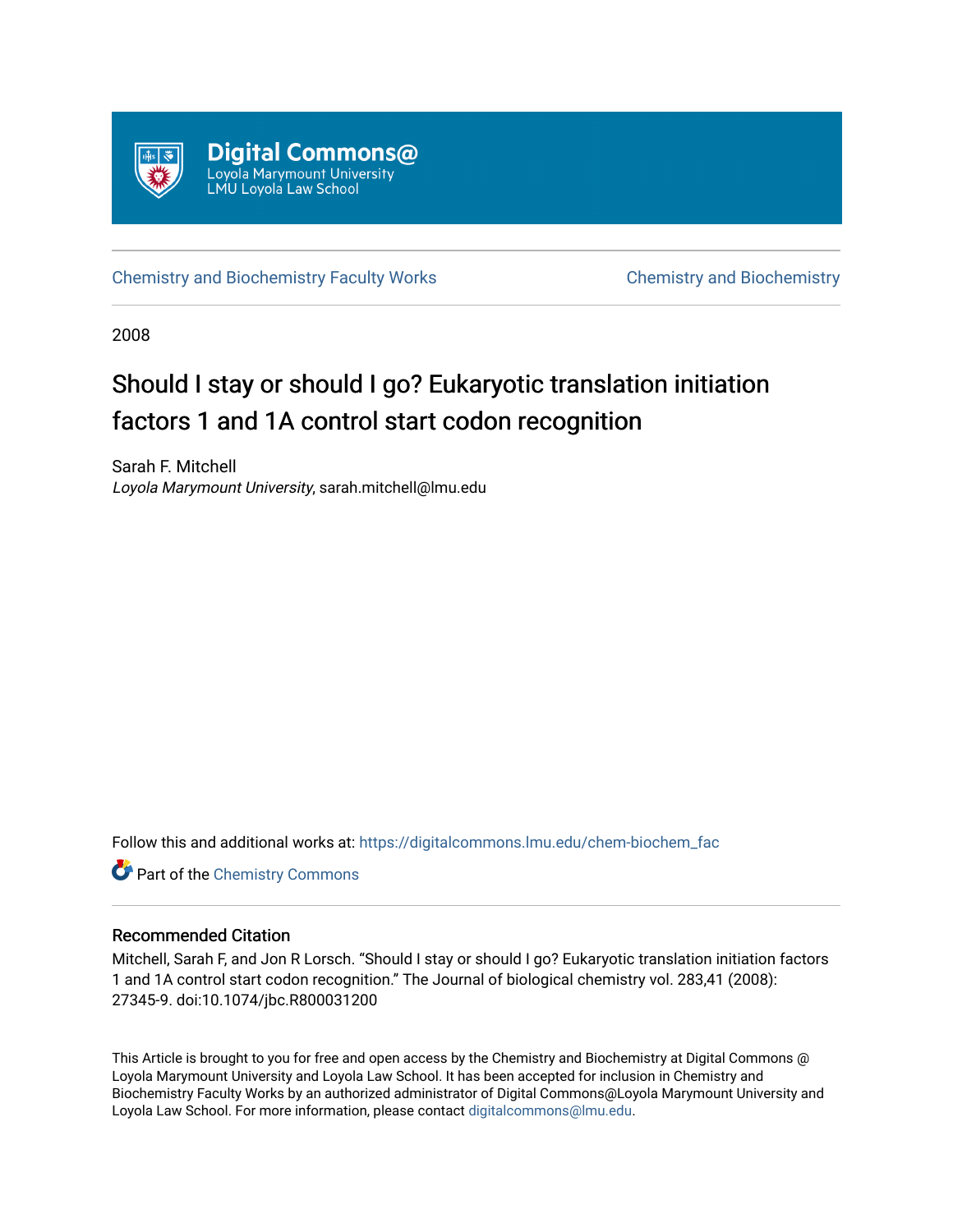Digital Commons@
Loyola Marymount University
LMU Loyola Law School

Chemistry and Biochemistry Faculty Works | Chemistry and Biochemistry

2008

# Should I stay or should I go? Eukaryotic translation initiation factors 1 and 1A control start codon recognition

Sarah F. Mitchell
*Loyola Marymount University*, sarah.mitchell@lmu.edu

Follow this and additional works at: https://digitalcommons.lmu.edu/chem-biochem_fac

Part of the Chemistry Commons

### Recommended Citation

Mitchell, Sarah F, and Jon R Lorsch. "Should I stay or should I go? Eukaryotic translation initiation factors 1 and 1A control start codon recognition." The Journal of biological chemistry vol. 283,41 (2008): 27345-9. doi:10.1074/jbc.R800031200

This Article is brought to you for free and open access by the Chemistry and Biochemistry at Digital Commons @ Loyola Marymount University and Loyola Law School. It has been accepted for inclusion in Chemistry and Biochemistry Faculty Works by an authorized administrator of Digital Commons@Loyola Marymount University and Loyola Law School. For more information, please contact digitalcommons@lmu.edu.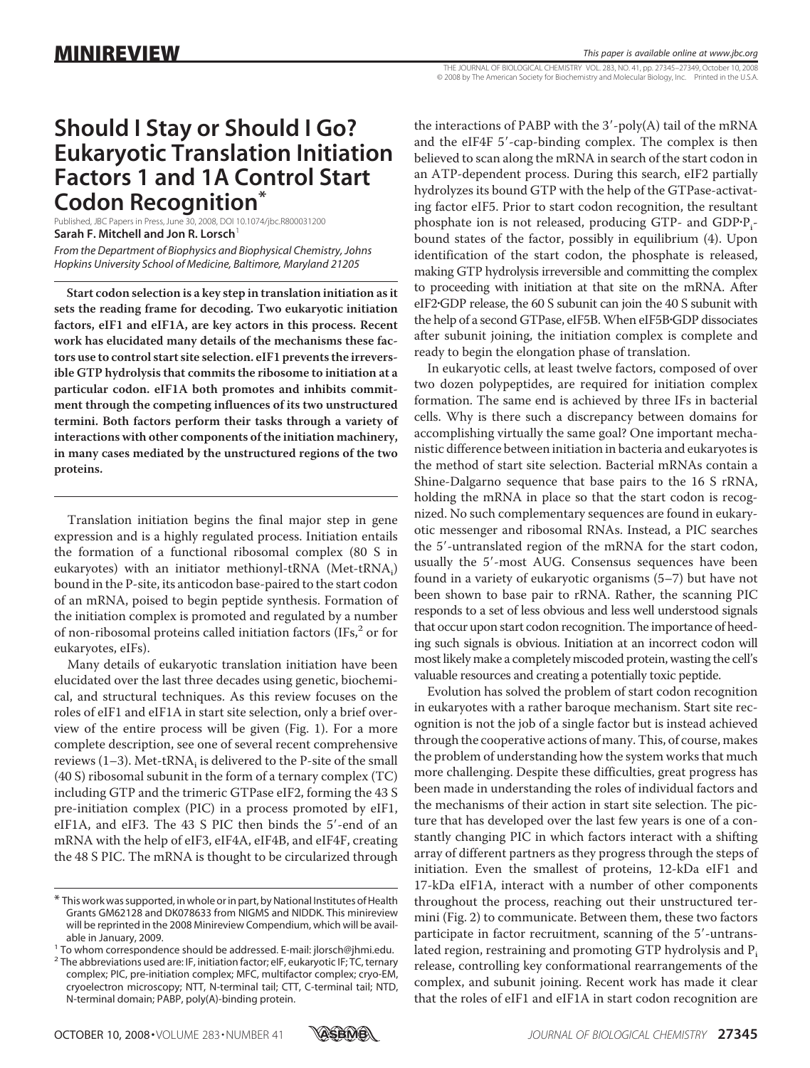MINIREVIEW

# Should I Stay or Should I Go? Eukaryotic Translation Initiation Factors 1 and 1A Control Start Codon Recognition*

Published, JBC Papers in Press, June 30, 2008, DOI 10.1074/jbc.R800031200

**Sarah F. Mitchell and Jon R. Lorsch**[1]

*From the Department of Biophysics and Biophysical Chemistry, Johns Hopkins University School of Medicine, Baltimore, Maryland 21205*

**Start codon selection is a key step in translation initiation as it sets the reading frame for decoding. Two eukaryotic initiation factors, eIF1 and eIF1A, are key actors in this process. Recent work has elucidated many details of the mechanisms these factors use to control start site selection. eIF1 prevents the irreversible GTP hydrolysis that commits the ribosome to initiation at a particular codon. eIF1A both promotes and inhibits commitment through the competing influences of its two unstructured termini. Both factors perform their tasks through a variety of interactions with other components of the initiation machinery, in many cases mediated by the unstructured regions of the two proteins.**

Translation initiation begins the final major step in gene expression and is a highly regulated process. Initiation entails the formation of a functional ribosomal complex (80 S in eukaryotes) with an initiator methionyl-tRNA (Met-$tRNA_i$) bound in the P-site, its anticodon base-paired to the start codon of an mRNA, poised to begin peptide synthesis. Formation of the initiation complex is promoted and regulated by a number of non-ribosomal proteins called initiation factors (IFs,[2] or for eukaryotes, eIFs).

Many details of eukaryotic translation initiation have been elucidated over the last three decades using genetic, biochemical, and structural techniques. As this review focuses on the roles of eIF1 and eIF1A in start site selection, only a brief overview of the entire process will be given (Fig. 1). For a more complete description, see one of several recent comprehensive reviews (1–3). Met-$tRNA_i$ is delivered to the P-site of the small (40 S) ribosomal subunit in the form of a ternary complex (TC) including GTP and the trimeric GTPase eIF2, forming the 43 S pre-initiation complex (PIC) in a process promoted by eIF1, eIF1A, and eIF3. The 43 S PIC then binds the 5′-end of an mRNA with the help of eIF3, eIF4A, eIF4B, and eIF4F, creating the 48 S PIC. The mRNA is thought to be circularized through the interactions of PABP with the 3′-poly(A) tail of the mRNA and the eIF4F 5′-cap-binding complex. The complex is then believed to scan along the mRNA in search of the start codon in an ATP-dependent process. During this search, eIF2 partially hydrolyzes its bound GTP with the help of the GTPase-activating factor eIF5. Prior to start codon recognition, the resultant phosphate ion is not released, producing GTP- and GDP·$P_i$-bound states of the factor, possibly in equilibrium (4). Upon identification of the start codon, the phosphate is released, making GTP hydrolysis irreversible and committing the complex to proceeding with initiation at that site on the mRNA. After eIF2·GDP release, the 60 S subunit can join the 40 S subunit with the help of a second GTPase, eIF5B. When eIF5B·GDP dissociates after subunit joining, the initiation complex is complete and ready to begin the elongation phase of translation.

In eukaryotic cells, at least twelve factors, composed of over two dozen polypeptides, are required for initiation complex formation. The same end is achieved by three IFs in bacterial cells. Why is there such a discrepancy between domains for accomplishing virtually the same goal? One important mechanistic difference between initiation in bacteria and eukaryotes is the method of start site selection. Bacterial mRNAs contain a Shine-Dalgarno sequence that base pairs to the 16 S rRNA, holding the mRNA in place so that the start codon is recognized. No such complementary sequences are found in eukaryotic messenger and ribosomal RNAs. Instead, a PIC searches the 5′-untranslated region of the mRNA for the start codon, usually the 5′-most AUG. Consensus sequences have been found in a variety of eukaryotic organisms (5–7) but have not been shown to base pair to rRNA. Rather, the scanning PIC responds to a set of less obvious and less well understood signals that occur upon start codon recognition. The importance of heeding such signals is obvious. Initiation at an incorrect codon will most likely make a completely miscoded protein, wasting the cell's valuable resources and creating a potentially toxic peptide.

Evolution has solved the problem of start codon recognition in eukaryotes with a rather baroque mechanism. Start site recognition is not the job of a single factor but is instead achieved through the cooperative actions of many. This, of course, makes the problem of understanding how the system works that much more challenging. Despite these difficulties, great progress has been made in understanding the roles of individual factors and the mechanisms of their action in start site selection. The picture that has developed over the last few years is one of a constantly changing PIC in which factors interact with a shifting array of different partners as they progress through the steps of initiation. Even the smallest of proteins, 12-kDa eIF1 and 17-kDa eIF1A, interact with a number of other components throughout the process, reaching out their unstructured termini (Fig. 2) to communicate. Between them, these two factors participate in factor recruitment, scanning of the 5′-untranslated region, restraining and promoting GTP hydrolysis and $P_i$ release, controlling key conformational rearrangements of the complex, and subunit joining. Recent work has made it clear that the roles of eIF1 and eIF1A in start codon recognition are

* This work was supported, in whole or in part, by National Institutes of Health Grants GM62128 and DK078633 from NIGMS and NIDDK. This minireview will be reprinted in the 2008 Minireview Compendium, which will be available in January, 2009.

[1] To whom correspondence should be addressed. E-mail: jlorsch@jhmi.edu.

[2] The abbreviations used are: IF, initiation factor; eIF, eukaryotic IF; TC, ternary complex; PIC, pre-initiation complex; MFC, multifactor complex; cryo-EM, cryoelectron microscopy; NTT, N-terminal tail; CTT, C-terminal tail; NTD, N-terminal domain; PABP, poly(A)-binding protein.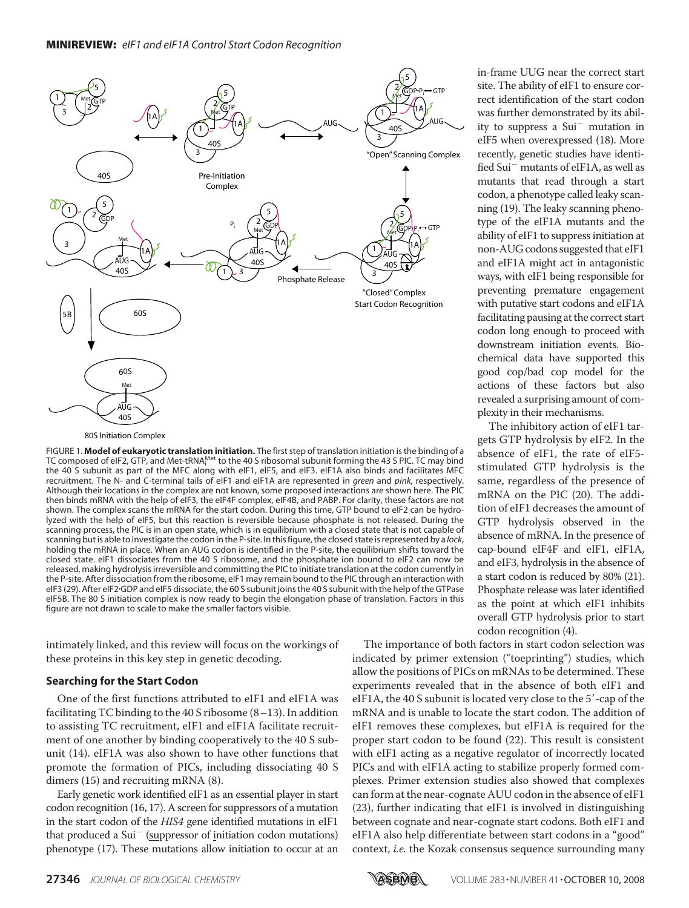FIGURE 1. **Model of eukaryotic translation initiation.** The first step of translation initiation is the binding of a TC composed of eIF2, GTP, and Met-tRNA$_i^{Met}$ to the 40 S ribosomal subunit forming the 43 S PIC. TC may bind the 40 S subunit as part of the MFC along with eIF1, eIF5, and eIF3. eIF1A also binds and facilitates MFC recruitment. The N- and C-terminal tails of eIF1 and eIF1A are represented in *green* and *pink*, respectively. Although their locations in the complex are not known, some proposed interactions are shown here. The PIC then binds mRNA with the help of eIF3, the eIF4F complex, eIF4B, and PABP. For clarity, these factors are not shown. The complex scans the mRNA for the start codon. During this time, GTP bound to eIF2 can be hydrolyzed with the help of eIF5, but this reaction is reversible because phosphate is not released. During the scanning process, the PIC is in an open state, which is in equilibrium with a closed state that is not capable of scanning but is able to investigate the codon in the P-site. In this figure, the closed state is represented by a *lock*, holding the mRNA in place. When an AUG codon is identified in the P-site, the equilibrium shifts toward the closed state. eIF1 dissociates from the 40 S ribosome, and the phosphate ion bound to eIF2 can now be released, making hydrolysis irreversible and committing the PIC to initiate translation at the codon currently in the P-site. After dissociation from the ribosome, eIF1 may remain bound to the PIC through an interaction with eIF3 (29). After eIF2·GDP and eIF5 dissociate, the 60 S subunit joins the 40 S subunit with the help of the GTPase eIF5B. The 80 S initiation complex is now ready to begin the elongation phase of translation. Factors in this figure are not drawn to scale to make the smaller factors visible.

intimately linked, and this review will focus on the workings of these proteins in this key step in genetic decoding.

### Searching for the Start Codon

One of the first functions attributed to eIF1 and eIF1A was facilitating TC binding to the 40 S ribosome (8–13). In addition to assisting TC recruitment, eIF1 and eIF1A facilitate recruitment of one another by binding cooperatively to the 40 S subunit (14). eIF1A was also shown to have other functions that promote the formation of PICs, including dissociating 40 S dimers (15) and recruiting mRNA (8).

Early genetic work identified eIF1 as an essential player in start codon recognition (16, 17). A screen for suppressors of a mutation in the start codon of the *HIS4* gene identified mutations in eIF1 that produced a Sui$^-$ (suppressor of initiation codon mutations) phenotype (17). These mutations allow initiation to occur at an in-frame UUG near the correct start site. The ability of eIF1 to ensure correct identification of the start codon was further demonstrated by its ability to suppress a Sui$^-$ mutation in eIF5 when overexpressed (18). More recently, genetic studies have identified Sui$^-$ mutants of eIF1A, as well as mutants that read through a start codon, a phenotype called leaky scanning (19). The leaky scanning phenotype of the eIF1A mutants and the ability of eIF1 to suppress initiation at non-AUG codons suggested that eIF1 and eIF1A might act in antagonistic ways, with eIF1 being responsible for preventing premature engagement with putative start codons and eIF1A facilitating pausing at the correct start codon long enough to proceed with downstream initiation events. Biochemical data have supported this good cop/bad cop model for the actions of these factors but also revealed a surprising amount of complexity in their mechanisms.

The inhibitory action of eIF1 targets GTP hydrolysis by eIF2. In the absence of eIF1, the rate of eIF5-stimulated GTP hydrolysis is the same, regardless of the presence of mRNA on the PIC (20). The addition of eIF1 decreases the amount of GTP hydrolysis observed in the absence of mRNA. In the presence of cap-bound eIF4F and eIF1, eIF1A, and eIF3, hydrolysis in the absence of a start codon is reduced by 80% (21). Phosphate release was later identified as the point at which eIF1 inhibits overall GTP hydrolysis prior to start codon recognition (4).

The importance of both factors in start codon selection was indicated by primer extension ("toeprinting") studies, which allow the positions of PICs on mRNAs to be determined. These experiments revealed that in the absence of both eIF1 and eIF1A, the 40 S subunit is located very close to the 5′-cap of the mRNA and is unable to locate the start codon. The addition of eIF1 removes these complexes, but eIF1A is required for the proper start codon to be found (22). This result is consistent with eIF1 acting as a negative regulator of incorrectly located PICs and with eIF1A acting to stabilize properly formed complexes. Primer extension studies also showed that complexes can form at the near-cognate AUU codon in the absence of eIF1 (23), further indicating that eIF1 is involved in distinguishing between cognate and near-cognate start codons. Both eIF1 and eIF1A also help differentiate between start codons in a "good" context, *i.e.* the Kozak consensus sequence surrounding many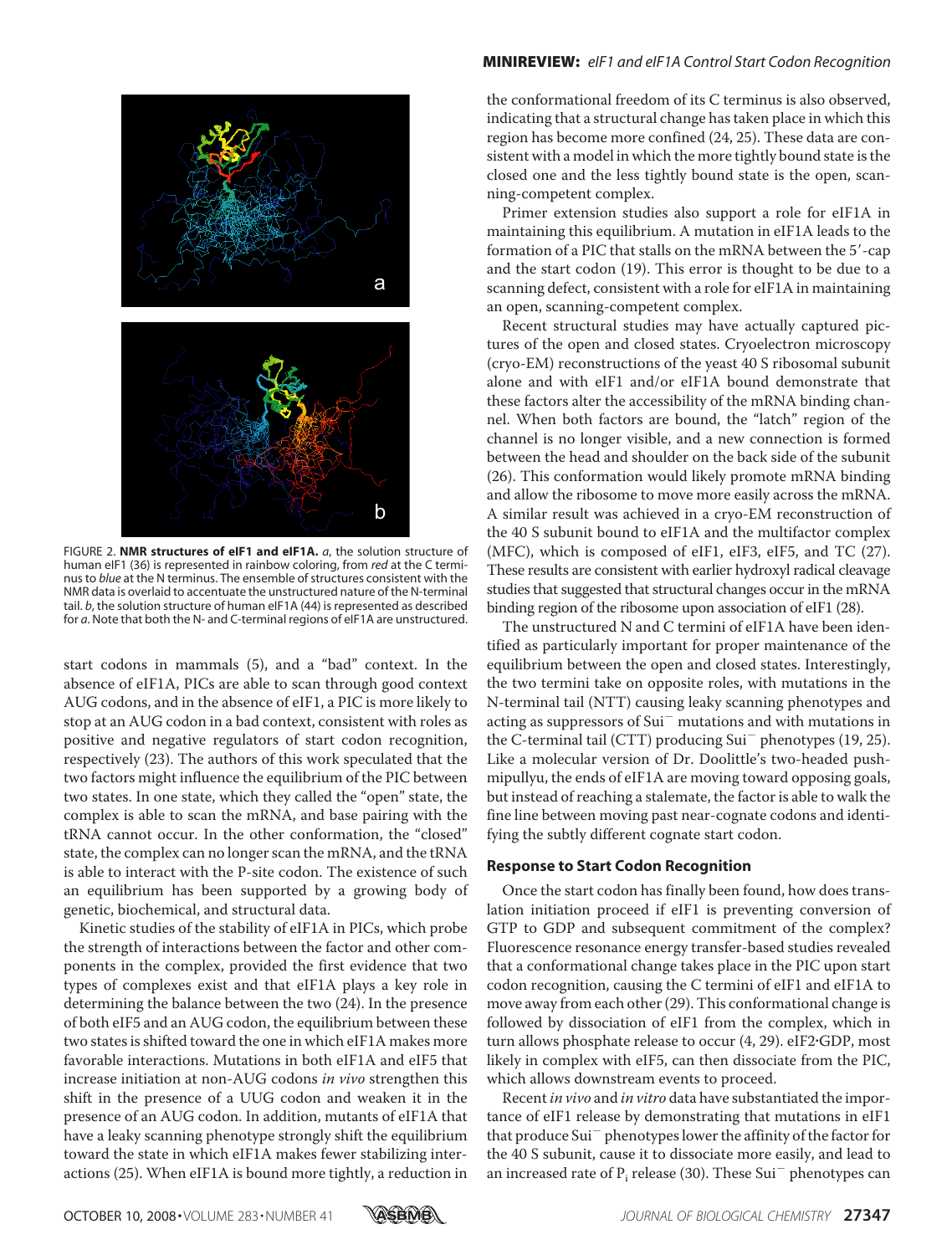FIGURE 2. **NMR structures of eIF1 and eIF1A.** *a*, the solution structure of human eIF1 (36) is represented in rainbow coloring, from *red* at the C terminus to *blue* at the N terminus. The ensemble of structures consistent with the NMR data is overlaid to accentuate the unstructured nature of the N-terminal tail. *b*, the solution structure of human eIF1A (44) is represented as described for *a*. Note that both the N- and C-terminal regions of eIF1A are unstructured.

start codons in mammals (5), and a "bad" context. In the absence of eIF1A, PICs are able to scan through good context AUG codons, and in the absence of eIF1, a PIC is more likely to stop at an AUG codon in a bad context, consistent with roles as positive and negative regulators of start codon recognition, respectively (23). The authors of this work speculated that the two factors might influence the equilibrium of the PIC between two states. In one state, which they called the "open" state, the complex is able to scan the mRNA, and base pairing with the tRNA cannot occur. In the other conformation, the "closed" state, the complex can no longer scan the mRNA, and the tRNA is able to interact with the P-site codon. The existence of such an equilibrium has been supported by a growing body of genetic, biochemical, and structural data.

Kinetic studies of the stability of eIF1A in PICs, which probe the strength of interactions between the factor and other components in the complex, provided the first evidence that two types of complexes exist and that eIF1A plays a key role in determining the balance between the two (24). In the presence of both eIF5 and an AUG codon, the equilibrium between these two states is shifted toward the one in which eIF1A makes more favorable interactions. Mutations in both eIF1A and eIF5 that increase initiation at non-AUG codons *in vivo* strengthen this shift in the presence of a UUG codon and weaken it in the presence of an AUG codon. In addition, mutants of eIF1A that have a leaky scanning phenotype strongly shift the equilibrium toward the state in which eIF1A makes fewer stabilizing interactions (25). When eIF1A is bound more tightly, a reduction in the conformational freedom of its C terminus is also observed, indicating that a structural change has taken place in which this region has become more confined (24, 25). These data are consistent with a model in which the more tightly bound state is the closed one and the less tightly bound state is the open, scanning-competent complex.

Primer extension studies also support a role for eIF1A in maintaining this equilibrium. A mutation in eIF1A leads to the formation of a PIC that stalls on the mRNA between the 5′-cap and the start codon (19). This error is thought to be due to a scanning defect, consistent with a role for eIF1A in maintaining an open, scanning-competent complex.

Recent structural studies may have actually captured pictures of the open and closed states. Cryoelectron microscopy (cryo-EM) reconstructions of the yeast 40 S ribosomal subunit alone and with eIF1 and/or eIF1A bound demonstrate that these factors alter the accessibility of the mRNA binding channel. When both factors are bound, the "latch" region of the channel is no longer visible, and a new connection is formed between the head and shoulder on the back side of the subunit (26). This conformation would likely promote mRNA binding and allow the ribosome to move more easily across the mRNA. A similar result was achieved in a cryo-EM reconstruction of the 40 S subunit bound to eIF1A and the multifactor complex (MFC), which is composed of eIF1, eIF3, eIF5, and TC (27). These results are consistent with earlier hydroxyl radical cleavage studies that suggested that structural changes occur in the mRNA binding region of the ribosome upon association of eIF1 (28).

The unstructured N and C termini of eIF1A have been identified as particularly important for proper maintenance of the equilibrium between the open and closed states. Interestingly, the two termini take on opposite roles, with mutations in the N-terminal tail (NTT) causing leaky scanning phenotypes and acting as suppressors of Sui$^-$ mutations and with mutations in the C-terminal tail (CTT) producing Sui$^-$ phenotypes (19, 25). Like a molecular version of Dr. Doolittle's two-headed pushmipullyu, the ends of eIF1A are moving toward opposing goals, but instead of reaching a stalemate, the factor is able to walk the fine line between moving past near-cognate codons and identifying the subtly different cognate start codon.

### Response to Start Codon Recognition

Once the start codon has finally been found, how does translation initiation proceed if eIF1 is preventing conversion of GTP to GDP and subsequent commitment of the complex? Fluorescence resonance energy transfer-based studies revealed that a conformational change takes place in the PIC upon start codon recognition, causing the C termini of eIF1 and eIF1A to move away from each other (29). This conformational change is followed by dissociation of eIF1 from the complex, which in turn allows phosphate release to occur (4, 29). eIF2·GDP, most likely in complex with eIF5, can then dissociate from the PIC, which allows downstream events to proceed.

Recent *in vivo* and *in vitro* data have substantiated the importance of eIF1 release by demonstrating that mutations in eIF1 that produce Sui$^-$ phenotypes lower the affinity of the factor for the 40 S subunit, cause it to dissociate more easily, and lead to an increased rate of $P_i$ release (30). These Sui$^-$ phenotypes can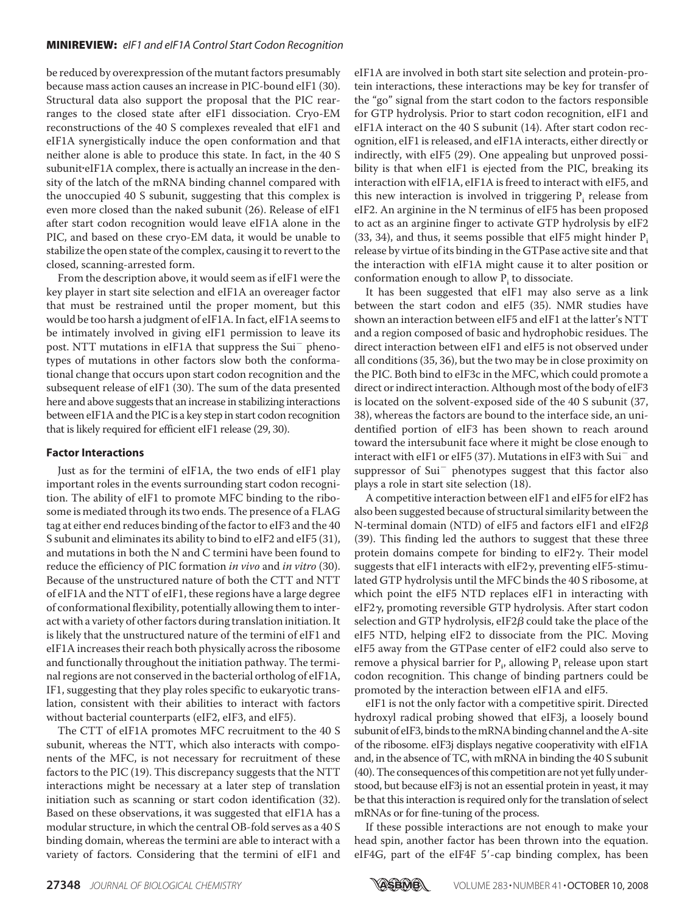be reduced by overexpression of the mutant factors presumably because mass action causes an increase in PIC-bound eIF1 (30). Structural data also support the proposal that the PIC rearranges to the closed state after eIF1 dissociation. Cryo-EM reconstructions of the 40 S complexes revealed that eIF1 and eIF1A synergistically induce the open conformation and that neither alone is able to produce this state. In fact, in the 40 S subunit·eIF1A complex, there is actually an increase in the density of the latch of the mRNA binding channel compared with the unoccupied 40 S subunit, suggesting that this complex is even more closed than the naked subunit (26). Release of eIF1 after start codon recognition would leave eIF1A alone in the PIC, and based on these cryo-EM data, it would be unable to stabilize the open state of the complex, causing it to revert to the closed, scanning-arrested form.

From the description above, it would seem as if eIF1 were the key player in start site selection and eIF1A an overeager factor that must be restrained until the proper moment, but this would be too harsh a judgment of eIF1A. In fact, eIF1A seems to be intimately involved in giving eIF1 permission to leave its post. NTT mutations in eIF1A that suppress the $Sui^-$ phenotypes of mutations in other factors slow both the conformational change that occurs upon start codon recognition and the subsequent release of eIF1 (30). The sum of the data presented here and above suggests that an increase in stabilizing interactions between eIF1A and the PIC is a key step in start codon recognition that is likely required for efficient eIF1 release (29, 30).

## Factor Interactions

Just as for the termini of eIF1A, the two ends of eIF1 play important roles in the events surrounding start codon recognition. The ability of eIF1 to promote MFC binding to the ribosome is mediated through its two ends. The presence of a FLAG tag at either end reduces binding of the factor to eIF3 and the 40 S subunit and eliminates its ability to bind to eIF2 and eIF5 (31), and mutations in both the N and C termini have been found to reduce the efficiency of PIC formation *in vivo* and *in vitro* (30). Because of the unstructured nature of both the CTT and NTT of eIF1A and the NTT of eIF1, these regions have a large degree of conformational flexibility, potentially allowing them to interact with a variety of other factors during translation initiation. It is likely that the unstructured nature of the termini of eIF1 and eIF1A increases their reach both physically across the ribosome and functionally throughout the initiation pathway. The terminal regions are not conserved in the bacterial ortholog of eIF1A, IF1, suggesting that they play roles specific to eukaryotic translation, consistent with their abilities to interact with factors without bacterial counterparts (eIF2, eIF3, and eIF5).

The CTT of eIF1A promotes MFC recruitment to the 40 S subunit, whereas the NTT, which also interacts with components of the MFC, is not necessary for recruitment of these factors to the PIC (19). This discrepancy suggests that the NTT interactions might be necessary at a later step of translation initiation such as scanning or start codon identification (32). Based on these observations, it was suggested that eIF1A has a modular structure, in which the central OB-fold serves as a 40 S binding domain, whereas the termini are able to interact with a variety of factors. Considering that the termini of eIF1 and eIF1A are involved in both start site selection and protein-protein interactions, these interactions may be key for transfer of the "go" signal from the start codon to the factors responsible for GTP hydrolysis. Prior to start codon recognition, eIF1 and eIF1A interact on the 40 S subunit (14). After start codon recognition, eIF1 is released, and eIF1A interacts, either directly or indirectly, with eIF5 (29). One appealing but unproved possibility is that when eIF1 is ejected from the PIC, breaking its interaction with eIF1A, eIF1A is freed to interact with eIF5, and this new interaction is involved in triggering $P_i$ release from eIF2. An arginine in the N terminus of eIF5 has been proposed to act as an arginine finger to activate GTP hydrolysis by eIF2 (33, 34), and thus, it seems possible that eIF5 might hinder $P_i$ release by virtue of its binding in the GTPase active site and that the interaction with eIF1A might cause it to alter position or conformation enough to allow $P_i$ to dissociate.

It has been suggested that eIF1 may also serve as a link between the start codon and eIF5 (35). NMR studies have shown an interaction between eIF5 and eIF1 at the latter's NTT and a region composed of basic and hydrophobic residues. The direct interaction between eIF1 and eIF5 is not observed under all conditions (35, 36), but the two may be in close proximity on the PIC. Both bind to eIF3c in the MFC, which could promote a direct or indirect interaction. Although most of the body of eIF3 is located on the solvent-exposed side of the 40 S subunit (37, 38), whereas the factors are bound to the interface side, an unidentified portion of eIF3 has been shown to reach around toward the intersubunit face where it might be close enough to interact with eIF1 or eIF5 (37). Mutations in eIF3 with $Sui^-$ and suppressor of $Sui^-$ phenotypes suggest that this factor also plays a role in start site selection (18).

A competitive interaction between eIF1 and eIF5 for eIF2 has also been suggested because of structural similarity between the N-terminal domain (NTD) of eIF5 and factors eIF1 and eIF2$\beta$ (39). This finding led the authors to suggest that these three protein domains compete for binding to eIF2$\gamma$. Their model suggests that eIF1 interacts with eIF2$\gamma$, preventing eIF5-stimulated GTP hydrolysis until the MFC binds the 40 S ribosome, at which point the eIF5 NTD replaces eIF1 in interacting with eIF2$\gamma$, promoting reversible GTP hydrolysis. After start codon selection and GTP hydrolysis, eIF2$\beta$ could take the place of the eIF5 NTD, helping eIF2 to dissociate from the PIC. Moving eIF5 away from the GTPase center of eIF2 could also serve to remove a physical barrier for $P_i$, allowing $P_i$ release upon start codon recognition. This change of binding partners could be promoted by the interaction between eIF1A and eIF5.

eIF1 is not the only factor with a competitive spirit. Directed hydroxyl radical probing showed that eIF3j, a loosely bound subunit of eIF3, binds to the mRNA binding channel and the A-site of the ribosome. eIF3j displays negative cooperativity with eIF1A and, in the absence of TC, with mRNA in binding the 40 S subunit (40). The consequences of this competition are not yet fully understood, but because eIF3j is not an essential protein in yeast, it may be that this interaction is required only for the translation of select mRNAs or for fine-tuning of the process.

If these possible interactions are not enough to make your head spin, another factor has been thrown into the equation. eIF4G, part of the eIF4F 5′-cap binding complex, has been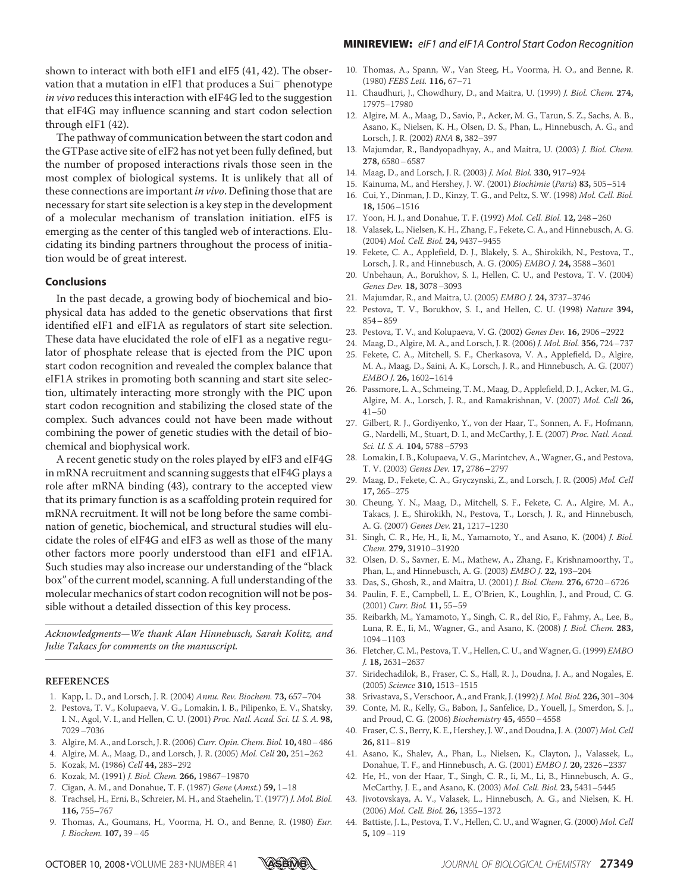shown to interact with both eIF1 and eIF5 (41, 42). The observation that a mutation in eIF1 that produces a Sui$^{-}$ phenotype *in vivo* reduces this interaction with eIF4G led to the suggestion that eIF4G may influence scanning and start codon selection through eIF1 (42).

The pathway of communication between the start codon and the GTPase active site of eIF2 has not yet been fully defined, but the number of proposed interactions rivals those seen in the most complex of biological systems. It is unlikely that all of these connections are important *in vivo*. Defining those that are necessary for start site selection is a key step in the development of a molecular mechanism of translation initiation. eIF5 is emerging as the center of this tangled web of interactions. Elucidating its binding partners throughout the process of initiation would be of great interest.

## Conclusions

In the past decade, a growing body of biochemical and biophysical data has added to the genetic observations that first identified eIF1 and eIF1A as regulators of start site selection. These data have elucidated the role of eIF1 as a negative regulator of phosphate release that is ejected from the PIC upon start codon recognition and revealed the complex balance that eIF1A strikes in promoting both scanning and start site selection, ultimately interacting more strongly with the PIC upon start codon recognition and stabilizing the closed state of the complex. Such advances could not have been made without combining the power of genetic studies with the detail of biochemical and biophysical work.

A recent genetic study on the roles played by eIF3 and eIF4G in mRNA recruitment and scanning suggests that eIF4G plays a role after mRNA binding (43), contrary to the accepted view that its primary function is as a scaffolding protein required for mRNA recruitment. It will not be long before the same combination of genetic, biochemical, and structural studies will elucidate the roles of eIF4G and eIF3 as well as those of the many other factors more poorly understood than eIF1 and eIF1A. Such studies may also increase our understanding of the "black box" of the current model, scanning. A full understanding of the molecular mechanics of start codon recognition will not be possible without a detailed dissection of this key process.

*Acknowledgments—We thank Alan Hinnebusch, Sarah Kolitz, and Julie Takacs for comments on the manuscript.*

## REFERENCES

1. Kapp, L. D., and Lorsch, J. R. (2004) *Annu. Rev. Biochem.* **73,** 657–704
2. Pestova, T. V., Kolupaeva, V. G., Lomakin, I. B., Pilipenko, E. V., Shatsky, I. N., Agol, V. I., and Hellen, C. U. (2001) *Proc. Natl. Acad. Sci. U. S. A.* **98,** 7029–7036
3. Algire, M. A., and Lorsch, J. R. (2006) *Curr. Opin. Chem. Biol.* **10,** 480–486
4. Algire, M. A., Maag, D., and Lorsch, J. R. (2005) *Mol. Cell* **20,** 251–262
5. Kozak, M. (1986) *Cell* **44,** 283–292
6. Kozak, M. (1991) *J. Biol. Chem.* **266,** 19867–19870
7. Cigan, A. M., and Donahue, T. F. (1987) *Gene* (*Amst.*) **59,** 1–18
8. Trachsel, H., Erni, B., Schreier, M. H., and Staehelin, T. (1977) *J. Mol. Biol.* **116,** 755–767
9. Thomas, A., Goumans, H., Voorma, H. O., and Benne, R. (1980) *Eur. J. Biochem.* **107,** 39–45
10. Thomas, A., Spann, W., Van Steeg, H., Voorma, H. O., and Benne, R. (1980) *FEBS Lett.* **116,** 67–71
11. Chaudhuri, J., Chowdhury, D., and Maitra, U. (1999) *J. Biol. Chem.* **274,** 17975–17980
12. Algire, M. A., Maag, D., Savio, P., Acker, M. G., Tarun, S. Z., Sachs, A. B., Asano, K., Nielsen, K. H., Olsen, D. S., Phan, L., Hinnebusch, A. G., and Lorsch, J. R. (2002) *RNA* **8,** 382–397
13. Majumdar, R., Bandyopadhyay, A., and Maitra, U. (2003) *J. Biol. Chem.* **278,** 6580–6587
14. Maag, D., and Lorsch, J. R. (2003) *J. Mol. Biol.* **330,** 917–924
15. Kainuma, M., and Hershey, J. W. (2001) *Biochimie* (*Paris*) **83,** 505–514
16. Cui, Y., Dinman, J. D., Kinzy, T. G., and Peltz, S. W. (1998) *Mol. Cell. Biol.* **18,** 1506–1516
17. Yoon, H. J., and Donahue, T. F. (1992) *Mol. Cell. Biol.* **12,** 248–260
18. Valasek, L., Nielsen, K. H., Zhang, F., Fekete, C. A., and Hinnebusch, A. G. (2004) *Mol. Cell. Biol.* **24,** 9437–9455
19. Fekete, C. A., Applefield, D. J., Blakely, S. A., Shirokikh, N., Pestova, T., Lorsch, J. R., and Hinnebusch, A. G. (2005) *EMBO J.* **24,** 3588–3601
20. Unbehaun, A., Borukhov, S. I., Hellen, C. U., and Pestova, T. V. (2004) *Genes Dev.* **18,** 3078–3093
21. Majumdar, R., and Maitra, U. (2005) *EMBO J.* **24,** 3737–3746
22. Pestova, T. V., Borukhov, S. I., and Hellen, C. U. (1998) *Nature* **394,** 854–859
23. Pestova, T. V., and Kolupaeva, V. G. (2002) *Genes Dev.* **16,** 2906–2922
24. Maag, D., Algire, M. A., and Lorsch, J. R. (2006) *J. Mol. Biol.* **356,** 724–737
25. Fekete, C. A., Mitchell, S. F., Cherkasova, V. A., Applefield, D., Algire, M. A., Maag, D., Saini, A. K., Lorsch, J. R., and Hinnebusch, A. G. (2007) *EMBO J.* **26,** 1602–1614
26. Passmore, L. A., Schmeing, T. M., Maag, D., Applefield, D. J., Acker, M. G., Algire, M. A., Lorsch, J. R., and Ramakrishnan, V. (2007) *Mol. Cell* **26,** 41–50
27. Gilbert, R. J., Gordiyenko, Y., von der Haar, T., Sonnen, A. F., Hofmann, G., Nardelli, M., Stuart, D. I., and McCarthy, J. E. (2007) *Proc. Natl. Acad. Sci. U. S. A.* **104,** 5788–5793
28. Lomakin, I. B., Kolupaeva, V. G., Marintchev, A., Wagner, G., and Pestova, T. V. (2003) *Genes Dev.* **17,** 2786–2797
29. Maag, D., Fekete, C. A., Gryczynski, Z., and Lorsch, J. R. (2005) *Mol. Cell* **17,** 265–275
30. Cheung, Y. N., Maag, D., Mitchell, S. F., Fekete, C. A., Algire, M. A., Takacs, J. E., Shirokikh, N., Pestova, T., Lorsch, J. R., and Hinnebusch, A. G. (2007) *Genes Dev.* **21,** 1217–1230
31. Singh, C. R., He, H., Ii, M., Yamamoto, Y., and Asano, K. (2004) *J. Biol. Chem.* **279,** 31910–31920
32. Olsen, D. S., Savner, E. M., Mathew, A., Zhang, F., Krishnamoorthy, T., Phan, L., and Hinnebusch, A. G. (2003) *EMBO J.* **22,** 193–204
33. Das, S., Ghosh, R., and Maitra, U. (2001) *J. Biol. Chem.* **276,** 6720–6726
34. Paulin, F. E., Campbell, L. E., O'Brien, K., Loughlin, J., and Proud, C. G. (2001) *Curr. Biol.* **11,** 55–59
35. Reibarkh, M., Yamamoto, Y., Singh, C. R., del Rio, F., Fahmy, A., Lee, B., Luna, R. E., Ii, M., Wagner, G., and Asano, K. (2008) *J. Biol. Chem.* **283,** 1094–1103
36. Fletcher, C. M., Pestova, T. V., Hellen, C. U., and Wagner, G. (1999) *EMBO J.* **18,** 2631–2637
37. Siridechadilok, B., Fraser, C. S., Hall, R. J., Doudna, J. A., and Nogales, E. (2005) *Science* **310,** 1513–1515
38. Srivastava, S., Verschoor, A., and Frank, J. (1992) *J. Mol. Biol.* **226,** 301–304
39. Conte, M. R., Kelly, G., Babon, J., Sanfelice, D., Youell, J., Smerdon, S. J., and Proud, C. G. (2006) *Biochemistry* **45,** 4550–4558
40. Fraser, C. S., Berry, K. E., Hershey, J. W., and Doudna, J. A. (2007) *Mol. Cell* **26,** 811–819
41. Asano, K., Shalev, A., Phan, L., Nielsen, K., Clayton, J., Valassek, L., Donahue, T. F., and Hinnebusch, A. G. (2001) *EMBO J.* **20,** 2326–2337
42. He, H., von der Haar, T., Singh, C. R., Ii, M., Li, B., Hinnebusch, A. G., McCarthy, J. E., and Asano, K. (2003) *Mol. Cell. Biol.* **23,** 5431–5445
43. Jivotovskaya, A. V., Valasek, L., Hinnebusch, A. G., and Nielsen, K. H. (2006) *Mol. Cell. Biol.* **26,** 1355–1372
44. Battiste, J. L., Pestova, T. V., Hellen, C. U., and Wagner, G. (2000) *Mol. Cell* **5,** 109–119